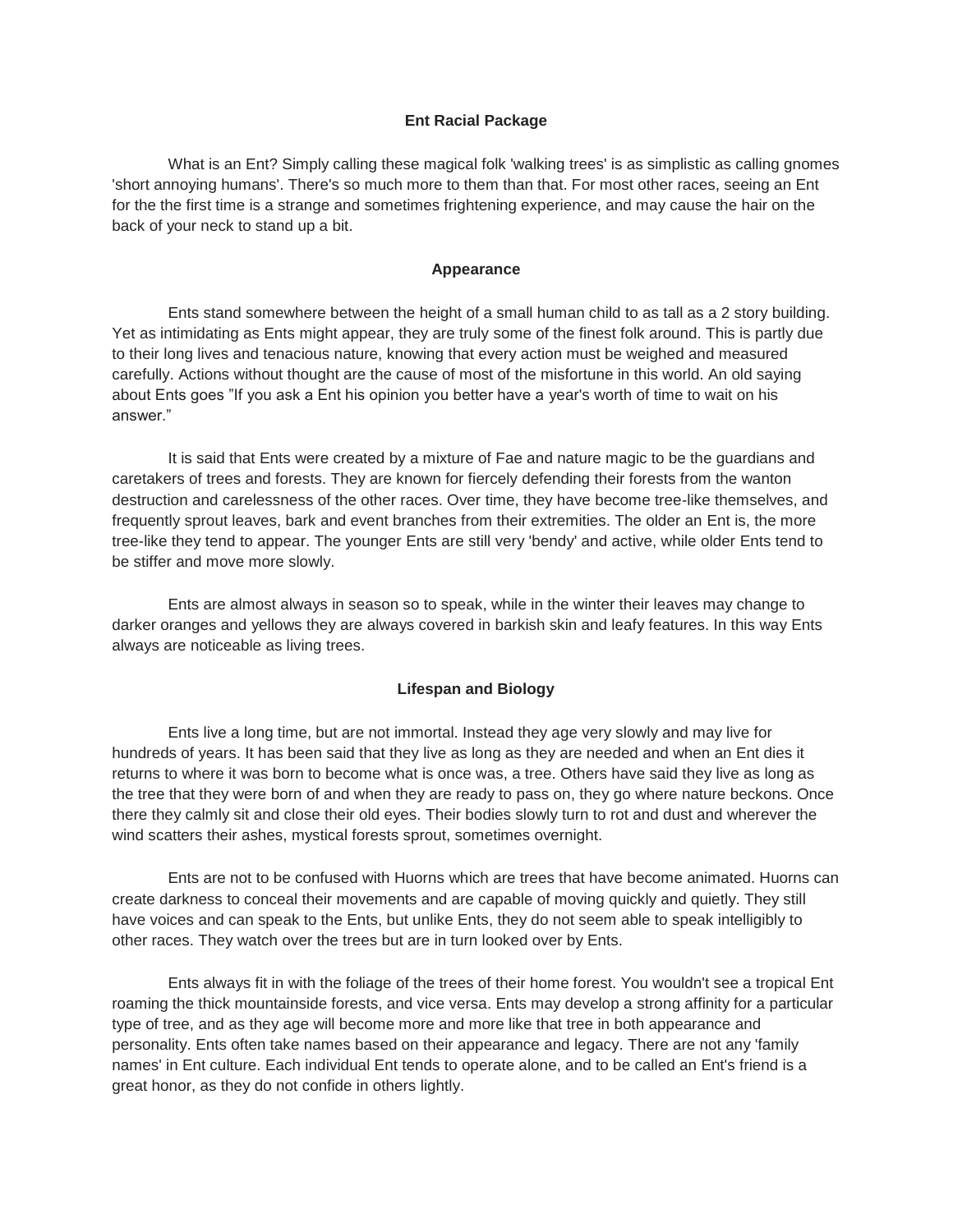# Ent Racial Package

What is an Ent? Simply calling these magical folk 'walking trees' is as simplistic as calling gnomes 'short annoying humans'. There's so much more to them than that. For most other races, seeing an Ent for the the first time is a strange and sometimes frightening experience, and may cause the hair on the back of your neck to stand up a bit.

## Appearance

Ents stand somewhere between the height of a small human child to as tall as a 2 story building. Yet as intimidating as Ents might appear, they are truly some of the finest folk around. This is partly due to their long lives and tenacious nature, knowing that every action must be weighed and measured carefully. Actions without thought are the cause of most of the misfortune in this world. An old saying about Ents goes "If you ask a Ent his opinion you better have a year's worth of time to wait on his answer."

It is said that Ents were created by a mixture of Fae and nature magic to be the guardians and caretakers of trees and forests. They are known for fiercely defending their forests from the wanton destruction and carelessness of the other races. Over time, they have become tree-like themselves, and frequently sprout leaves, bark and event branches from their extremities. The older an Ent is, the more tree-like they tend to appear. The younger Ents are still very 'bendy' and active, while older Ents tend to be stiffer and move more slowly.

Ents are almost always in season so to speak, while in the winter their leaves may change to darker oranges and yellows they are always covered in barkish skin and leafy features. In this way Ents always are noticeable as living trees.

## Lifespan and Biology

Ents live a long time, but are not immortal. Instead they age very slowly and may live for hundreds of years. It has been said that they live as long as they are needed and when an Ent dies it returns to where it was born to become what is once was, a tree. Others have said they live as long as the tree that they were born of and when they are ready to pass on, they go where nature beckons. Once there they calmly sit and close their old eyes. Their bodies slowly turn to rot and dust and wherever the wind scatters their ashes, mystical forests sprout, sometimes overnight.

Ents are not to be confused with Huorns which are trees that have become animated. Huorns can create darkness to conceal their movements and are capable of moving quickly and quietly. They still have voices and can speak to the Ents, but unlike Ents, they do not seem able to speak intelligibly to other races. They watch over the trees but are in turn looked over by Ents.

Ents always fit in with the foliage of the trees of their home forest. You wouldn't see a tropical Ent roaming the thick mountainside forests, and vice versa. Ents may develop a strong affinity for a particular type of tree, and as they age will become more and more like that tree in both appearance and personality. Ents often take names based on their appearance and legacy. There are not any 'family names' in Ent culture. Each individual Ent tends to operate alone, and to be called an Ent's friend is a great honor, as they do not confide in others lightly.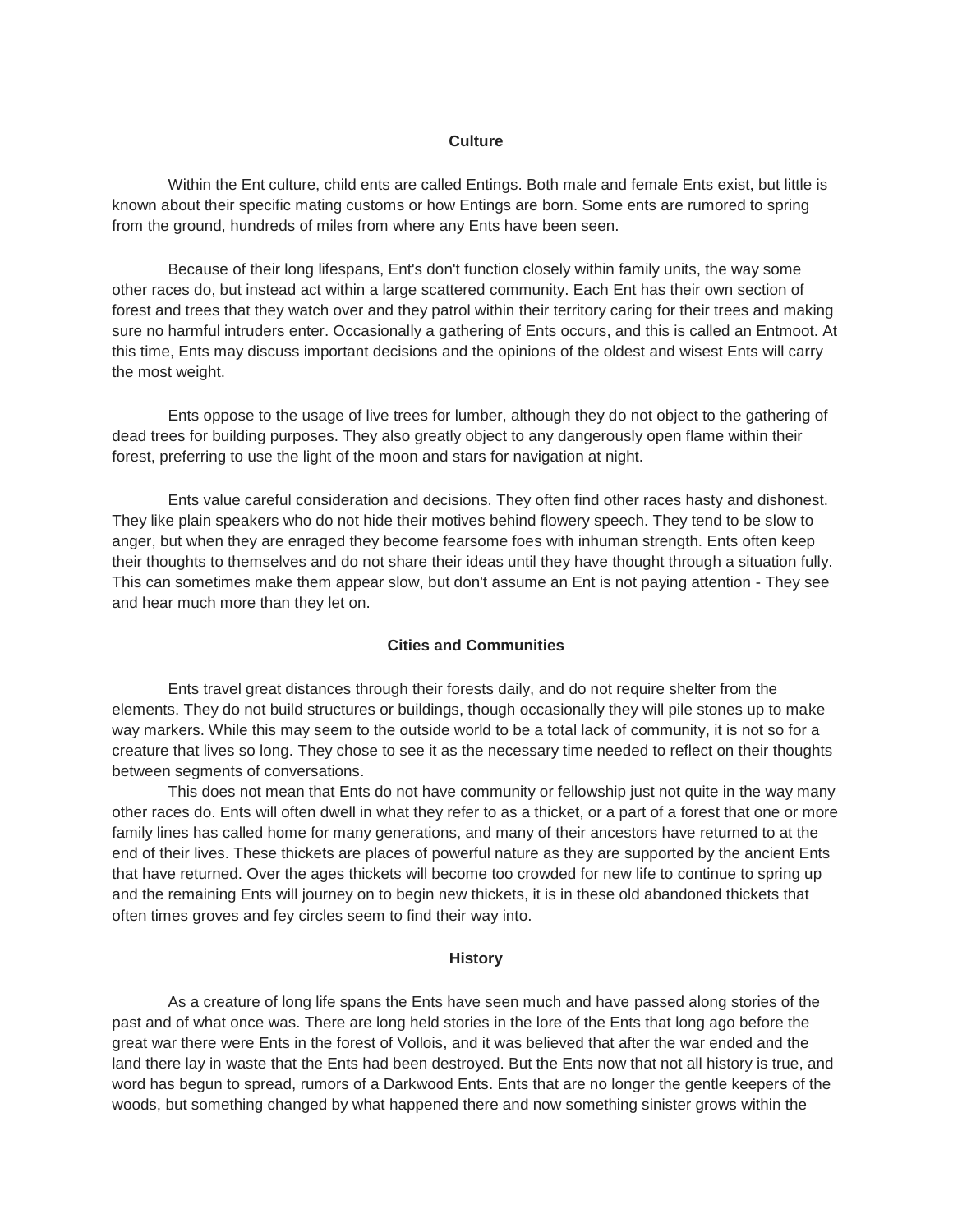## Culture

Within the Ent culture, child ents are called Entings. Both male and female Ents exist, but little is known about their specific mating customs or how Entings are born. Some ents are rumored to spring from the ground, hundreds of miles from where any Ents have been seen.

Because of their long lifespans, Ent's don't function closely within family units, the way some other races do, but instead act within a large scattered community. Each Ent has their own section of forest and trees that they watch over and they patrol within their territory caring for their trees and making sure no harmful intruders enter. Occasionally a gathering of Ents occurs, and this is called an Entmoot. At this time, Ents may discuss important decisions and the opinions of the oldest and wisest Ents will carry the most weight.

Ents oppose to the usage of live trees for lumber, although they do not object to the gathering of dead trees for building purposes. They also greatly object to any dangerously open flame within their forest, preferring to use the light of the moon and stars for navigation at night.

Ents value careful consideration and decisions. They often find other races hasty and dishonest. They like plain speakers who do not hide their motives behind flowery speech. They tend to be slow to anger, but when they are enraged they become fearsome foes with inhuman strength. Ents often keep their thoughts to themselves and do not share their ideas until they have thought through a situation fully. This can sometimes make them appear slow, but don't assume an Ent is not paying attention - They see and hear much more than they let on.

## Cities and Communities

Ents travel great distances through their forests daily, and do not require shelter from the elements. They do not build structures or buildings, though occasionally they will pile stones up to make way markers. While this may seem to the outside world to be a total lack of community, it is not so for a creature that lives so long. They chose to see it as the necessary time needed to reflect on their thoughts between segments of conversations.

This does not mean that Ents do not have community or fellowship just not quite in the way many other races do. Ents will often dwell in what they refer to as a thicket, or a part of a forest that one or more family lines has called home for many generations, and many of their ancestors have returned to at the end of their lives. These thickets are places of powerful nature as they are supported by the ancient Ents that have returned. Over the ages thickets will become too crowded for new life to continue to spring up and the remaining Ents will journey on to begin new thickets, it is in these old abandoned thickets that often times groves and fey circles seem to find their way into.

## History

As a creature of long life spans the Ents have seen much and have passed along stories of the past and of what once was. There are long held stories in the lore of the Ents that long ago before the great war there were Ents in the forest of Vollois, and it was believed that after the war ended and the land there lay in waste that the Ents had been destroyed. But the Ents now that not all history is true, and word has begun to spread, rumors of a Darkwood Ents. Ents that are no longer the gentle keepers of the woods, but something changed by what happened there and now something sinister grows within the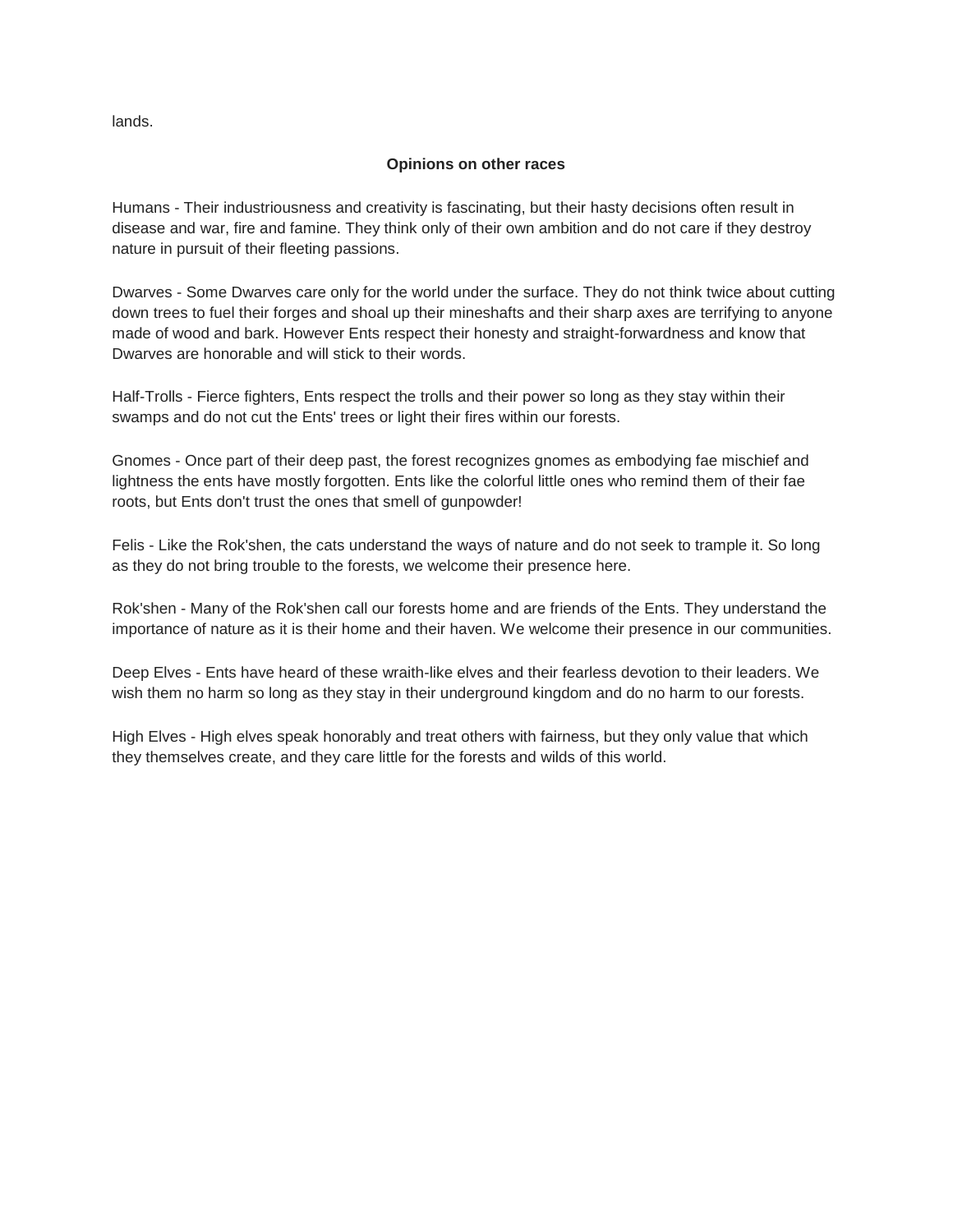lands.

**Opinions on other races**

Humans - Their industriousness and creativity is fascinating, but their hasty decisions often result in disease and war, fire and famine. They think only of their own ambition and do not care if they destroy nature in pursuit of their fleeting passions.

Dwarves - Some Dwarves care only for the world under the surface. They do not think twice about cutting down trees to fuel their forges and shoal up their mineshafts and their sharp axes are terrifying to anyone made of wood and bark. However Ents respect their honesty and straight-forwardness and know that Dwarves are honorable and will stick to their words.

Half-Trolls - Fierce fighters, Ents respect the trolls and their power so long as they stay within their swamps and do not cut the Ents' trees or light their fires within our forests.

Gnomes - Once part of their deep past, the forest recognizes gnomes as embodying fae mischief and lightness the ents have mostly forgotten. Ents like the colorful little ones who remind them of their fae roots, but Ents don't trust the ones that smell of gunpowder!

Felis - Like the Rok'shen, the cats understand the ways of nature and do not seek to trample it. So long as they do not bring trouble to the forests, we welcome their presence here.

Rok'shen - Many of the Rok'shen call our forests home and are friends of the Ents. They understand the importance of nature as it is their home and their haven. We welcome their presence in our communities.

Deep Elves - Ents have heard of these wraith-like elves and their fearless devotion to their leaders. We wish them no harm so long as they stay in their underground kingdom and do no harm to our forests.

High Elves - High elves speak honorably and treat others with fairness, but they only value that which they themselves create, and they care little for the forests and wilds of this world.